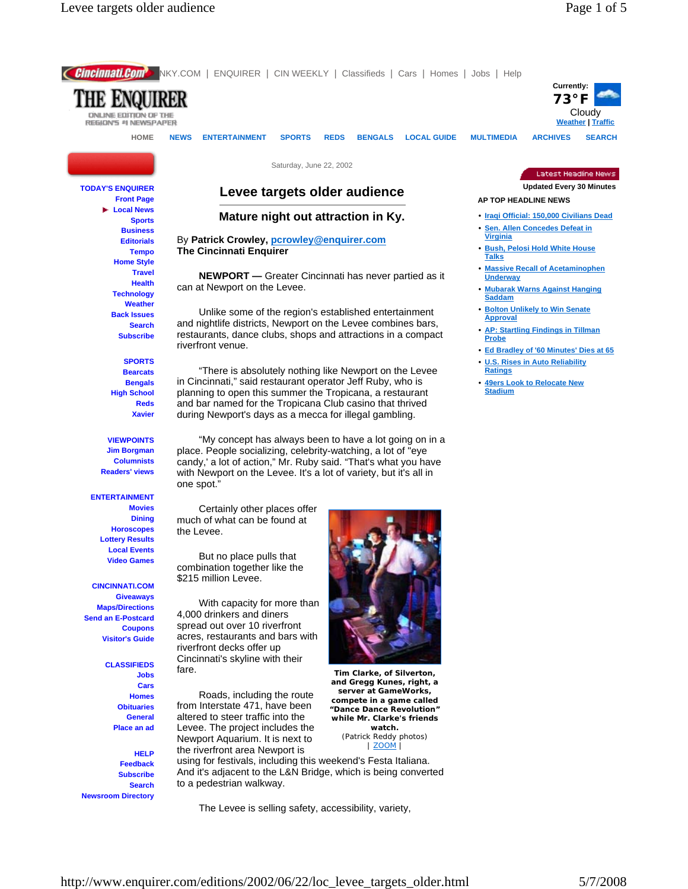NKY.COM | ENQUIRER | CIN WEEKLY | Classifieds | Cars | Homes | Jobs | Help

THE ENQUIRER
ONLINE EDITION OF THE REGION'S #1 NEWSPAPER

Currently: 73°F Cloudy
Weather | Traffic

HOME NEWS ENTERTAINMENT SPORTS REDS BENGALS LOCAL GUIDE MULTIMEDIA ARCHIVES SEARCH

Saturday, June 22, 2002

# Levee targets older audience

## Mature night out attraction in Ky.

By **Patrick Crowley**, pcrowley@enquirer.com
**The Cincinnati Enquirer**

**NEWPORT —** Greater Cincinnati has never partied as it can at Newport on the Levee.

Unlike some of the region's established entertainment and nightlife districts, Newport on the Levee combines bars, restaurants, dance clubs, shops and attractions in a compact riverfront venue.

"There is absolutely nothing like Newport on the Levee in Cincinnati," said restaurant operator Jeff Ruby, who is planning to open this summer the Tropicana, a restaurant and bar named for the Tropicana Club casino that thrived during Newport's days as a mecca for illegal gambling.

"My concept has always been to have a lot going on in a place. People socializing, celebrity-watching, a lot of "eye candy,' a lot of action," Mr. Ruby said. "That's what you have with Newport on the Levee. It's a lot of variety, but it's all in one spot."

Certainly other places offer much of what can be found at the Levee.

But no place pulls that combination together like the $215 million Levee.

With capacity for more than 4,000 drinkers and diners spread out over 10 riverfront acres, restaurants and bars with riverfront decks offer up Cincinnati's skyline with their fare.

**Tim Clarke, of Silverton, and Gregg Kunes, right, a server at GameWorks, compete in a game called "Dance Dance Revolution" while Mr. Clarke's friends watch.**
(Patrick Reddy photos)
| ZOOM |

Roads, including the route from Interstate 471, have been altered to steer traffic into the Levee. The project includes the Newport Aquarium. It is next to the riverfront area Newport is using for festivals, including this weekend's Festa Italiana. And it's adjacent to the L&N Bridge, which is being converted to a pedestrian walkway.

The Levee is selling safety, accessibility, variety,

**TODAY'S ENQUIRER**
Front Page
Local News
Sports
Business
Editorials
Tempo
Home Style
Travel
Health
Technology
Weather
Back Issues
Search
Subscribe

**SPORTS**
Bearcats
Bengals
High School
Reds
Xavier

**VIEWPOINTS**
Jim Borgman
Columnists
Readers' views

**ENTERTAINMENT**
Movies
Dining
Horoscopes
Lottery Results
Local Events
Video Games

**CINCINNATI.COM**
Giveaways
Maps/Directions
Send an E-Postcard
Coupons
Visitor's Guide

**CLASSIFIEDS**
Jobs
Cars
Homes
Obituaries
General
Place an ad

**HELP**
Feedback
Subscribe
Search
Newsroom Directory

Latest Headline News
Updated Every 30 Minutes

**AP TOP HEADLINE NEWS**

- Iraqi Official: 150,000 Civilians Dead
- Sen. Allen Concedes Defeat in Virginia
- Bush, Pelosi Hold White House Talks
- Massive Recall of Acetaminophen Underway
- Mubarak Warns Against Hanging Saddam
- Bolton Unlikely to Win Senate Approval
- AP: Startling Findings in Tillman Probe
- Ed Bradley of '60 Minutes' Dies at 65
- U.S. Rises in Auto Reliability Ratings
- 49ers Look to Relocate New Stadium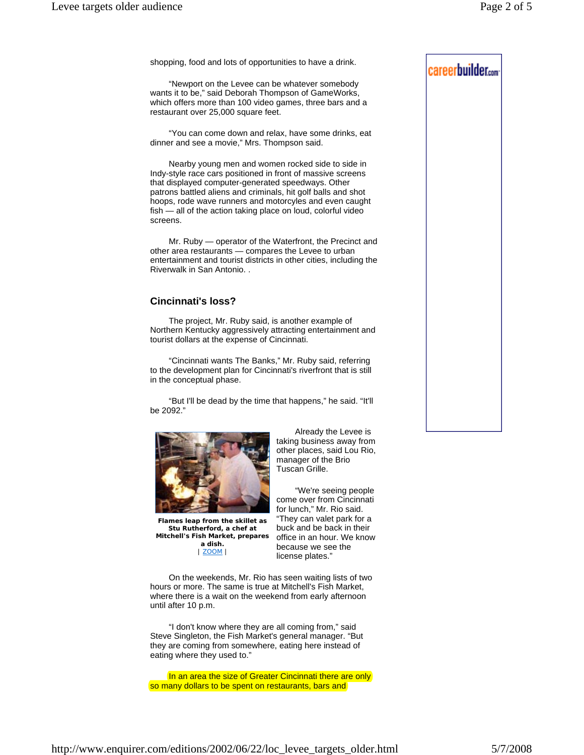shopping, food and lots of opportunities to have a drink.

"Newport on the Levee can be whatever somebody wants it to be," said Deborah Thompson of GameWorks, which offers more than 100 video games, three bars and a restaurant over 25,000 square feet.

"You can come down and relax, have some drinks, eat dinner and see a movie," Mrs. Thompson said.

Nearby young men and women rocked side to side in Indy-style race cars positioned in front of massive screens that displayed computer-generated speedways. Other patrons battled aliens and criminals, hit golf balls and shot hoops, rode wave runners and motorcycles and even caught fish — all of the action taking place on loud, colorful video screens.

Mr. Ruby — operator of the Waterfront, the Precinct and other area restaurants — compares the Levee to urban entertainment and tourist districts in other cities, including the Riverwalk in San Antonio. .

## Cincinnati's loss?

The project, Mr. Ruby said, is another example of Northern Kentucky aggressively attracting entertainment and tourist dollars at the expense of Cincinnati.

"Cincinnati wants The Banks," Mr. Ruby said, referring to the development plan for Cincinnati's riverfront that is still in the conceptual phase.

"But I'll be dead by the time that happens," he said. "It'll be 2092."

**Flames leap from the skillet as Stu Rutherford, a chef at Mitchell's Fish Market, prepares a dish.**
| ZOOM |

Already the Levee is taking business away from other places, said Lou Rio, manager of the Brio Tuscan Grille.

"We're seeing people come over from Cincinnati for lunch," Mr. Rio said. "They can valet park for a buck and be back in their office in an hour. We know because we see the license plates."

On the weekends, Mr. Rio has seen waiting lists of two hours or more. The same is true at Mitchell's Fish Market, where there is a wait on the weekend from early afternoon until after 10 p.m.

"I don't know where they are all coming from," said Steve Singleton, the Fish Market's general manager. "But they are coming from somewhere, eating here instead of eating where they used to."

In an area the size of Greater Cincinnati there are only so many dollars to be spent on restaurants, bars and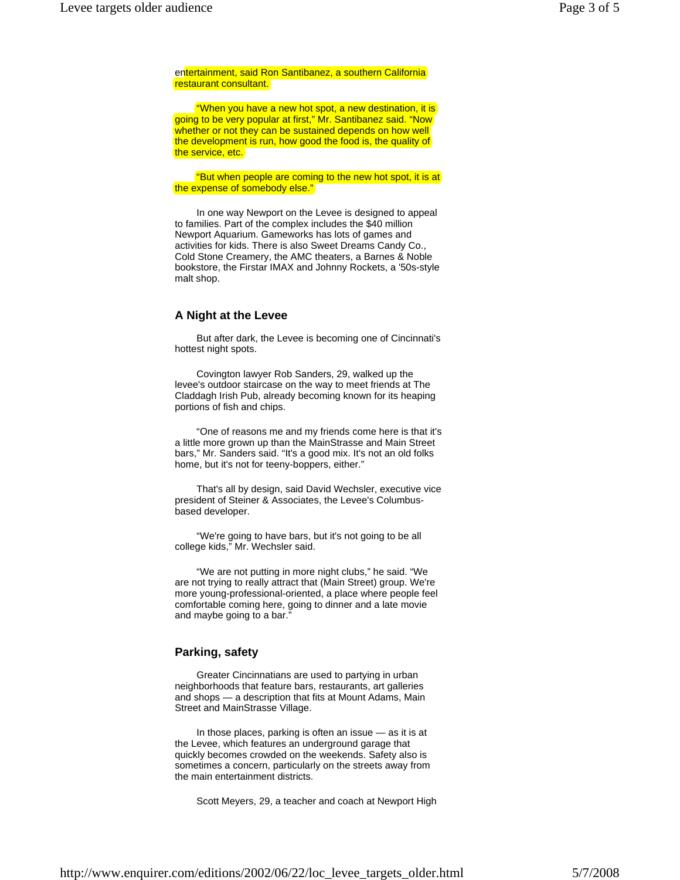entertainment, said Ron Santibanez, a southern California restaurant consultant.

"When you have a new hot spot, a new destination, it is going to be very popular at first," Mr. Santibanez said. "Now whether or not they can be sustained depends on how well the development is run, how good the food is, the quality of the service, etc.

"But when people are coming to the new hot spot, it is at the expense of somebody else."

In one way Newport on the Levee is designed to appeal to families. Part of the complex includes the $40 million Newport Aquarium. Gameworks has lots of games and activities for kids. There is also Sweet Dreams Candy Co., Cold Stone Creamery, the AMC theaters, a Barnes & Noble bookstore, the Firstar IMAX and Johnny Rockets, a '50s-style malt shop.

### A Night at the Levee

But after dark, the Levee is becoming one of Cincinnati's hottest night spots.

Covington lawyer Rob Sanders, 29, walked up the levee's outdoor staircase on the way to meet friends at The Claddagh Irish Pub, already becoming known for its heaping portions of fish and chips.

"One of reasons me and my friends come here is that it's a little more grown up than the MainStrasse and Main Street bars," Mr. Sanders said. "It's a good mix. It's not an old folks home, but it's not for teeny-boppers, either."

That's all by design, said David Wechsler, executive vice president of Steiner & Associates, the Levee's Columbus-based developer.

"We're going to have bars, but it's not going to be all college kids," Mr. Wechsler said.

"We are not putting in more night clubs," he said. "We are not trying to really attract that (Main Street) group. We're more young-professional-oriented, a place where people feel comfortable coming here, going to dinner and a late movie and maybe going to a bar."

### Parking, safety

Greater Cincinnatians are used to partying in urban neighborhoods that feature bars, restaurants, art galleries and shops — a description that fits at Mount Adams, Main Street and MainStrasse Village.

In those places, parking is often an issue — as it is at the Levee, which features an underground garage that quickly becomes crowded on the weekends. Safety also is sometimes a concern, particularly on the streets away from the main entertainment districts.

Scott Meyers, 29, a teacher and coach at Newport High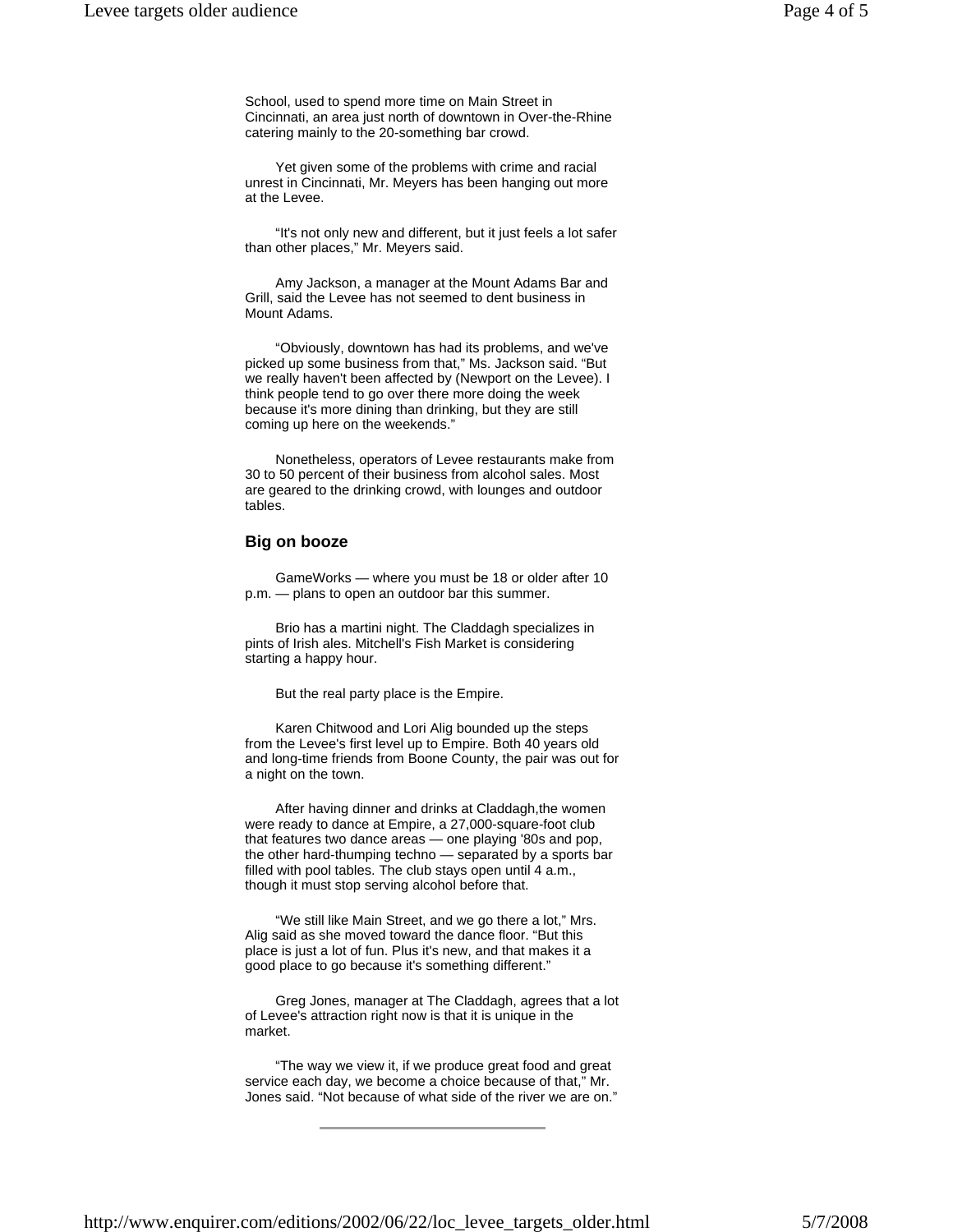School, used to spend more time on Main Street in Cincinnati, an area just north of downtown in Over-the-Rhine catering mainly to the 20-something bar crowd.

Yet given some of the problems with crime and racial unrest in Cincinnati, Mr. Meyers has been hanging out more at the Levee.

"It's not only new and different, but it just feels a lot safer than other places," Mr. Meyers said.

Amy Jackson, a manager at the Mount Adams Bar and Grill, said the Levee has not seemed to dent business in Mount Adams.

"Obviously, downtown has had its problems, and we've picked up some business from that," Ms. Jackson said. "But we really haven't been affected by (Newport on the Levee). I think people tend to go over there more doing the week because it's more dining than drinking, but they are still coming up here on the weekends."

Nonetheless, operators of Levee restaurants make from 30 to 50 percent of their business from alcohol sales. Most are geared to the drinking crowd, with lounges and outdoor tables.

### Big on booze

GameWorks — where you must be 18 or older after 10 p.m. — plans to open an outdoor bar this summer.

Brio has a martini night. The Claddagh specializes in pints of Irish ales. Mitchell's Fish Market is considering starting a happy hour.

But the real party place is the Empire.

Karen Chitwood and Lori Alig bounded up the steps from the Levee's first level up to Empire. Both 40 years old and long-time friends from Boone County, the pair was out for a night on the town.

After having dinner and drinks at Claddagh,the women were ready to dance at Empire, a 27,000-square-foot club that features two dance areas — one playing '80s and pop, the other hard-thumping techno — separated by a sports bar filled with pool tables. The club stays open until 4 a.m., though it must stop serving alcohol before that.

"We still like Main Street, and we go there a lot," Mrs. Alig said as she moved toward the dance floor. "But this place is just a lot of fun. Plus it's new, and that makes it a good place to go because it's something different."

Greg Jones, manager at The Claddagh, agrees that a lot of Levee's attraction right now is that it is unique in the market.

"The way we view it, if we produce great food and great service each day, we become a choice because of that," Mr. Jones said. "Not because of what side of the river we are on."

---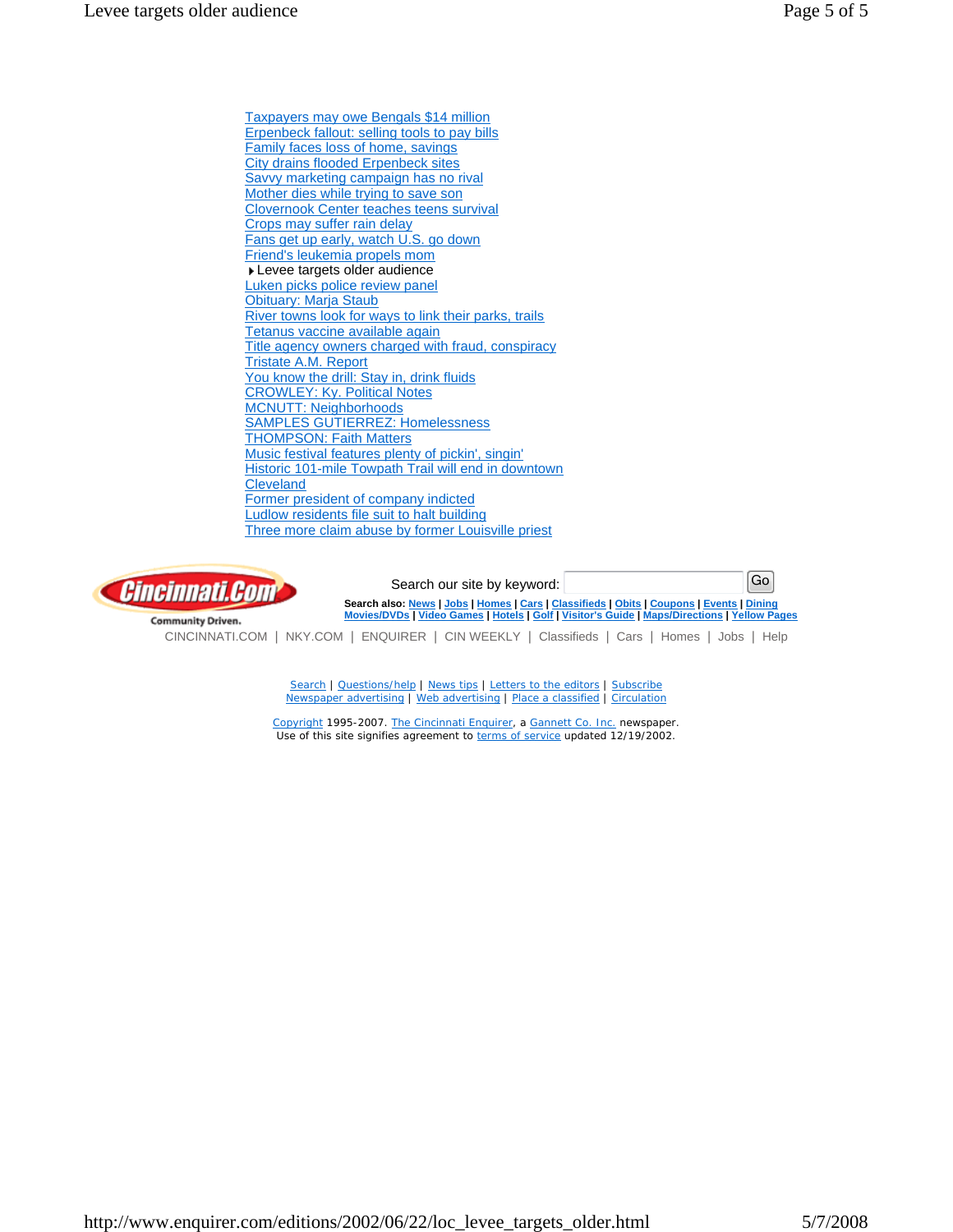- Taxpayers may owe Bengals $14 million
- Erpenbeck fallout: selling tools to pay bills
- Family faces loss of home, savings
- City drains flooded Erpenbeck sites
- Savvy marketing campaign has no rival
- Mother dies while trying to save son
- Clovernook Center teaches teens survival
- Crops may suffer rain delay
- Fans get up early, watch U.S. go down
- Friend's leukemia propels mom
- ▸ Levee targets older audience
- Luken picks police review panel
- Obituary: Marja Staub
- River towns look for ways to link their parks, trails
- Tetanus vaccine available again
- Title agency owners charged with fraud, conspiracy
- Tristate A.M. Report
- You know the drill: Stay in, drink fluids
- CROWLEY: Ky. Political Notes
- MCNUTT: Neighborhoods
- SAMPLES GUTIERREZ: Homelessness
- THOMPSON: Faith Matters
- Music festival features plenty of pickin', singin'
- Historic 101-mile Towpath Trail will end in downtown Cleveland
- Former president of company indicted
- Ludlow residents file suit to halt building
- Three more claim abuse by former Louisville priest

Cincinnati.Com
Community Driven.

Search our site by keyword: Go

**Search also: News | Jobs | Homes | Cars | Classifieds | Obits | Coupons | Events | Dining Movies/DVDs | Video Games | Hotels | Golf | Visitor's Guide | Maps/Directions | Yellow Pages**

CINCINNATI.COM | NKY.COM | ENQUIRER | CIN WEEKLY | Classifieds | Cars | Homes | Jobs | Help

Search | Questions/help | News tips | Letters to the editors | Subscribe
Newspaper advertising | Web advertising | Place a classified | Circulation

Copyright 1995-2007. The Cincinnati Enquirer, a Gannett Co. Inc. newspaper.
Use of this site signifies agreement to terms of service updated 12/19/2002.